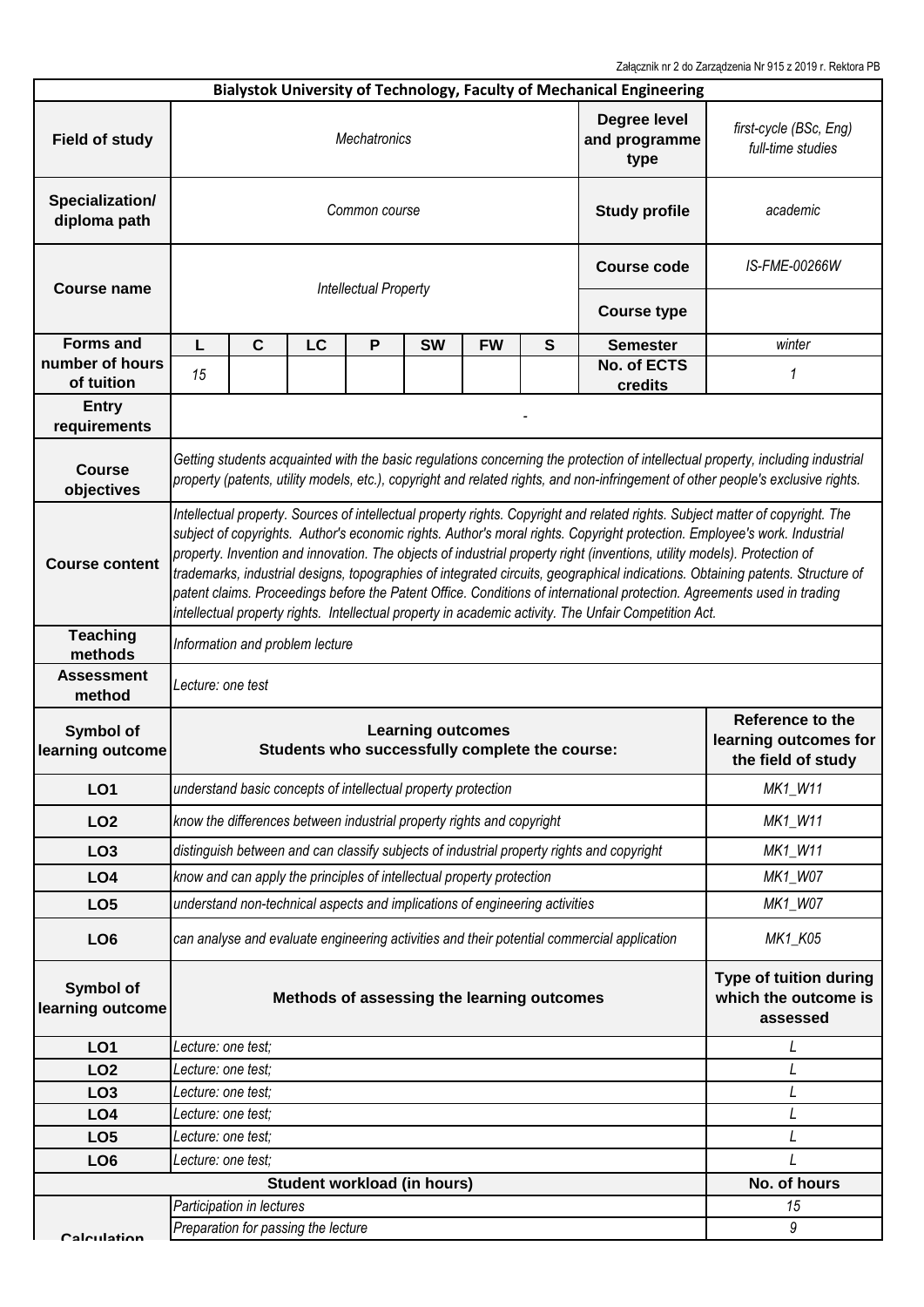Załącznik nr 2 do Zarządzenia Nr 915 z 2019 r. Rektora PB

| Bialystok University of Technology, Faculty of Mechanical Engineering | | | | | | | | | |
|---|---|---|---|---|---|---|---|---|---|
| **Field of study** | *Mechatronics* | | | | | | | **Degree level and programme type** | *first-cycle (BSc, Eng) full-time studies* |
| **Specialization/ diploma path** | *Common course* | | | | | | | **Study profile** | *academic* |
| **Course name** | *Intellectual Property* | | | | | | | **Course code** | *IS-FME-00266W* |
| | | | | | | | | **Course type** | |
| **Forms and number of hours of tuition** | **L** | **C** | **LC** | **P** | **SW** | **FW** | **S** | **Semester** | *winter* |
| | *15* | | | | | | | **No. of ECTS credits** | *1* |
| **Entry requirements** | - | | | | | | | | |
| **Course objectives** | *Getting students acquainted with the basic regulations concerning the protection of intellectual property, including industrial property (patents, utility models, etc.), copyright and related rights, and non-infringement of other people's exclusive rights.* | | | | | | | | |
| **Course content** | *Intellectual property. Sources of intellectual property rights. Copyright and related rights. Subject matter of copyright. The subject of copyrights. Author's economic rights. Author's moral rights. Copyright protection. Employee's work. Industrial property. Invention and innovation. The objects of industrial property right (inventions, utility models). Protection of trademarks, industrial designs, topographies of integrated circuits, geographical indications. Obtaining patents. Structure of patent claims. Proceedings before the Patent Office. Conditions of international protection. Agreements used in trading intellectual property rights. Intellectual property in academic activity. The Unfair Competition Act.* | | | | | | | | |
| **Teaching methods** | *Information and problem lecture* | | | | | | | | |
| **Assessment method** | *Lecture: one test* | | | | | | | | |

| **Symbol of learning outcome** | **Learning outcomes**<br>**Students who successfully complete the course:** | **Reference to the learning outcomes for the field of study** |
|---|---|---|
| **LO1** | *understand basic concepts of intellectual property protection* | *MK1_W11* |
| **LO2** | *know the differences between industrial property rights and copyright* | *MK1_W11* |
| **LO3** | *distinguish between and can classify subjects of industrial property rights and copyright* | *MK1_W11* |
| **LO4** | *know and can apply the principles of intellectual property protection* | *MK1_W07* |
| **LO5** | *understand non-technical aspects and implications of engineering activities* | *MK1_W07* |
| **LO6** | *can analyse and evaluate engineering activities and their potential commercial application* | *MK1_K05* |

| **Symbol of learning outcome** | **Methods of assessing the learning outcomes** | **Type of tuition during which the outcome is assessed** |
|---|---|---|
| **LO1** | *Lecture: one test;* | *L* |
| **LO2** | *Lecture: one test;* | *L* |
| **LO3** | *Lecture: one test;* | *L* |
| **LO4** | *Lecture: one test;* | *L* |
| **LO5** | *Lecture: one test;* | *L* |
| **LO6** | *Lecture: one test;* | *L* |

| | **Student workload (in hours)** | **No. of hours** |
|---|---|---|
| **Calculation** | *Participation in lectures* | *15* |
| | *Preparation for passing the lecture* | *9* |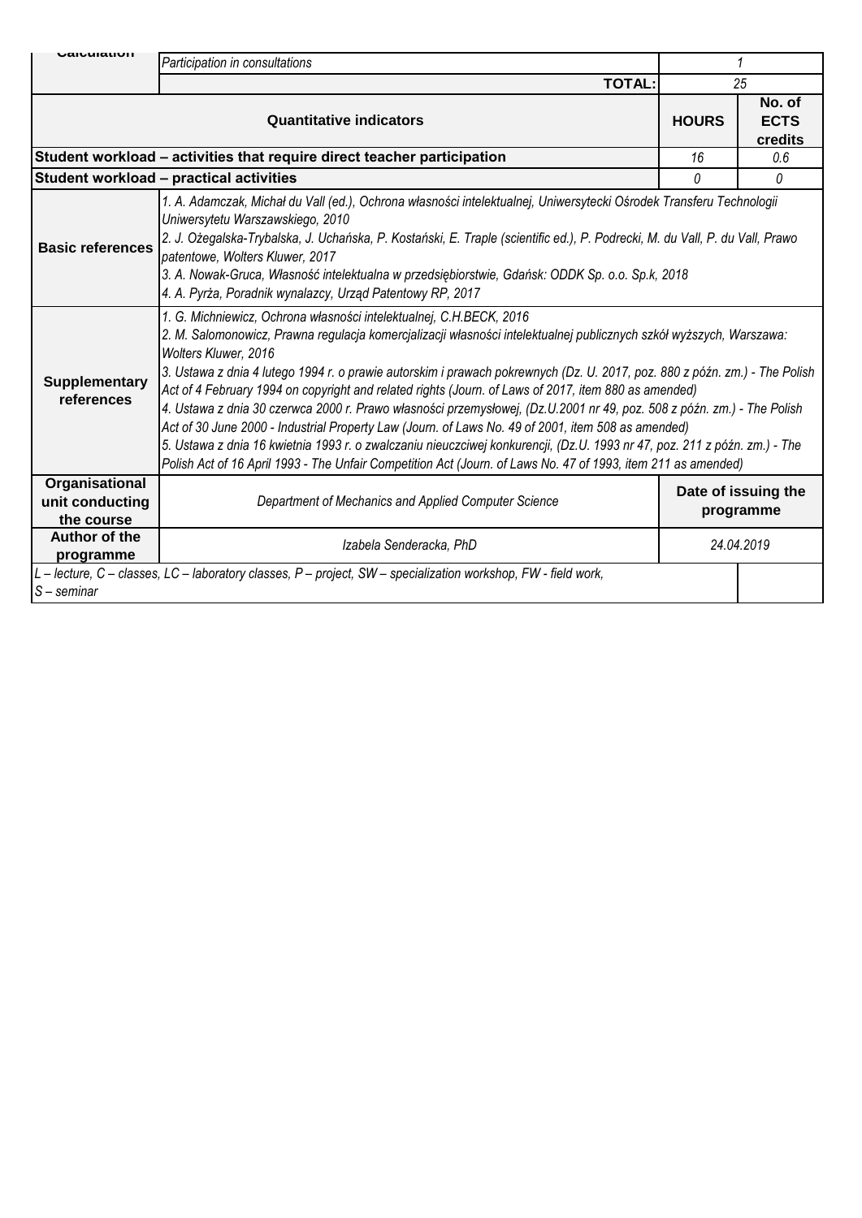| | | | |
|---|---|---|---|
| Calculation | Participation in consultations | 1 | |
| | **TOTAL:** | 25 | |
| **Quantitative indicators** | | **HOURS** | **No. of ECTS credits** |
| **Student workload – activities that require direct teacher participation** | | 16 | 0.6 |
| **Student workload – practical activities** | | 0 | 0 |
| **Basic references** | 1. A. Adamczak, Michał du Vall (ed.), Ochrona własności intelektualnej, Uniwersytecki Ośrodek Transferu Technologii Uniwersytetu Warszawskiego, 2010<br>2. J. Ożegalska-Trybalska, J. Uchańska, P. Kostański, E. Traple (scientific ed.), P. Podrecki, M. du Vall, P. du Vall, Prawo patentowe, Wolters Kluwer, 2017<br>3. A. Nowak-Gruca, Własność intelektualna w przedsiębiorstwie, Gdańsk: ODDK Sp. o.o. Sp.k, 2018<br>4. A. Pyrża, Poradnik wynalazcy, Urząd Patentowy RP, 2017 | | |
| **Supplementary references** | 1. G. Michniewicz, Ochrona własności intelektualnej, C.H.BECK, 2016<br>2. M. Salomonowicz, Prawna regulacja komercjalizacji własności intelektualnej publicznych szkół wyższych, Warszawa: Wolters Kluwer, 2016<br>3. Ustawa z dnia 4 lutego 1994 r. o prawie autorskim i prawach pokrewnych (Dz. U. 2017, poz. 880 z późn. zm.) - The Polish Act of 4 February 1994 on copyright and related rights (Journ. of Laws of 2017, item 880 as amended)<br>4. Ustawa z dnia 30 czerwca 2000 r. Prawo własności przemysłowej, (Dz.U.2001 nr 49, poz. 508 z późn. zm.) - The Polish Act of 30 June 2000 - Industrial Property Law (Journ. of Laws No. 49 of 2001, item 508 as amended)<br>5. Ustawa z dnia 16 kwietnia 1993 r. o zwalczaniu nieuczciwej konkurencji, (Dz.U. 1993 nr 47, poz. 211 z późn. zm.) - The Polish Act of 16 April 1993 - The Unfair Competition Act (Journ. of Laws No. 47 of 1993, item 211 as amended) | | |
| **Organisational unit conducting the course** | Department of Mechanics and Applied Computer Science | **Date of issuing the programme** | |
| **Author of the programme** | Izabela Senderacka, PhD | 24.04.2019 | |
| L – lecture, C – classes, LC – laboratory classes, P – project, SW – specialization workshop, FW - field work, S – seminar | | | |